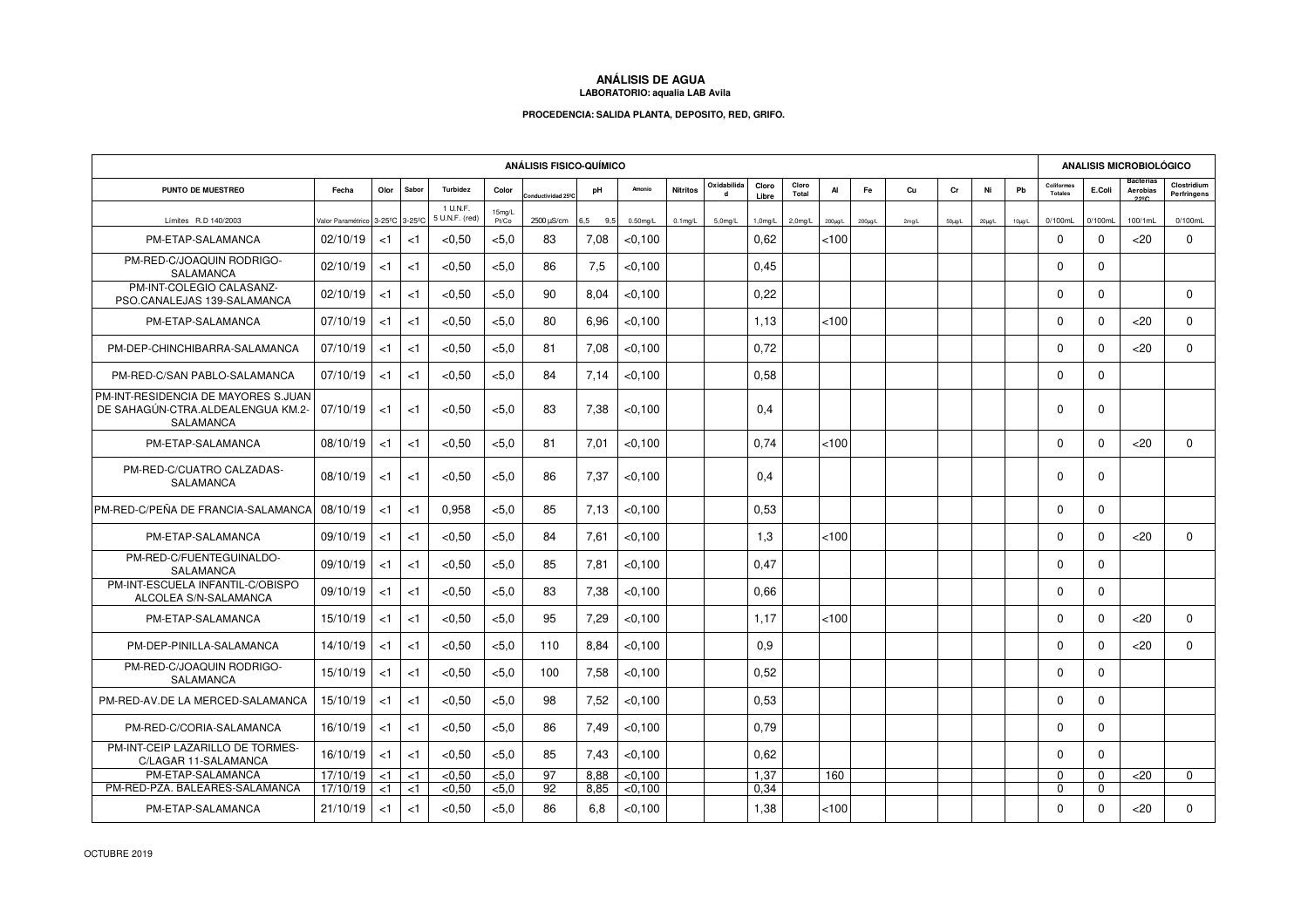# ANÁLISIS DE AGUA

**LABORATORIO: aqualia LAB Avila**

**PROCEDENCIA: SALIDA PLANTA, DEPOSITO, RED, GRIFO.**

| ANÁLISIS FISICO-QUÍMICO | | | | | | | | | | | | | | | | | | | | | ANALISIS MICROBIOLÓGICO | | | |
|---|---|---|---|---|---|---|---|---|---|---|---|---|---|---|---|---|---|---|---|---|---|---|---|---|
| PUNTO DE MUESTREO | Fecha | Olor | Sabor | Turbidez | Color | Conductividad 25ºC | pH | Amonio | Nitritos | Oxidabilidad | Cloro Libre | Cloro Total | Al | Fe | Cu | Cr | Ni | Pb | Coliformes Totales | E.Coli | Bacterias Aerobias 22ºC | Clostridium Perfringens |
| Límites R.D 140/2003 | Valor Paramétrico | 3-25ºC | 3-25ºC | 1 U.N.F. 5 U.N.F. (red) | 15mg/L Pt/Co | 2500 µS/cm | 6,5 9,5 | 0.50mg/L | 0.1mg/L | 5,0mg/L | 1,0mg/L | 2,0mg/L | 200µg/L | 200µg/L | 2mg/L | 50µg/L | 20µg/L | 10µg/L | 0/100mL | 0/100mL | 100/1mL | 0/100mL |
| PM-ETAP-SALAMANCA | 02/10/19 | <1 | <1 | <0,50 | <5,0 | 83 | 7,08 | <0,100 | | | 0,62 | | <100 | | | | | | 0 | 0 | <20 | 0 |
| PM-RED-C/JOAQUIN RODRIGO-SALAMANCA | 02/10/19 | <1 | <1 | <0,50 | <5,0 | 86 | 7,5 | <0,100 | | | 0,45 | | | | | | | | 0 | 0 | | |
| PM-INT-COLEGIO CALASANZ-PSO.CANALEJAS 139-SALAMANCA | 02/10/19 | <1 | <1 | <0,50 | <5,0 | 90 | 8,04 | <0,100 | | | 0,22 | | | | | | | | 0 | 0 | | 0 |
| PM-ETAP-SALAMANCA | 07/10/19 | <1 | <1 | <0,50 | <5,0 | 80 | 6,96 | <0,100 | | | 1,13 | | <100 | | | | | | 0 | 0 | <20 | 0 |
| PM-DEP-CHINCHIBARRA-SALAMANCA | 07/10/19 | <1 | <1 | <0,50 | <5,0 | 81 | 7,08 | <0,100 | | | 0,72 | | | | | | | | 0 | 0 | <20 | 0 |
| PM-RED-C/SAN PABLO-SALAMANCA | 07/10/19 | <1 | <1 | <0,50 | <5,0 | 84 | 7,14 | <0,100 | | | 0,58 | | | | | | | | 0 | 0 | | |
| PM-INT-RESIDENCIA DE MAYORES S.JUAN DE SAHAGÚN-CTRA.ALDEALENGUA KM.2-SALAMANCA | 07/10/19 | <1 | <1 | <0,50 | <5,0 | 83 | 7,38 | <0,100 | | | 0,4 | | | | | | | | 0 | 0 | | |
| PM-ETAP-SALAMANCA | 08/10/19 | <1 | <1 | <0,50 | <5,0 | 81 | 7,01 | <0,100 | | | 0,74 | | <100 | | | | | | 0 | 0 | <20 | 0 |
| PM-RED-C/CUATRO CALZADAS-SALAMANCA | 08/10/19 | <1 | <1 | <0,50 | <5,0 | 86 | 7,37 | <0,100 | | | 0,4 | | | | | | | | 0 | 0 | | |
| PM-RED-C/PEÑA DE FRANCIA-SALAMANCA | 08/10/19 | <1 | <1 | 0,958 | <5,0 | 85 | 7,13 | <0,100 | | | 0,53 | | | | | | | | 0 | 0 | | |
| PM-ETAP-SALAMANCA | 09/10/19 | <1 | <1 | <0,50 | <5,0 | 84 | 7,61 | <0,100 | | | 1,3 | | <100 | | | | | | 0 | 0 | <20 | 0 |
| PM-RED-C/FUENTEGUINALDO-SALAMANCA | 09/10/19 | <1 | <1 | <0,50 | <5,0 | 85 | 7,81 | <0,100 | | | 0,47 | | | | | | | | 0 | 0 | | |
| PM-INT-ESCUELA INFANTIL-C/OBISPO ALCOLEA S/N-SALAMANCA | 09/10/19 | <1 | <1 | <0,50 | <5,0 | 83 | 7,38 | <0,100 | | | 0,66 | | | | | | | | 0 | 0 | | |
| PM-ETAP-SALAMANCA | 15/10/19 | <1 | <1 | <0,50 | <5,0 | 95 | 7,29 | <0,100 | | | 1,17 | | <100 | | | | | | 0 | 0 | <20 | 0 |
| PM-DEP-PINILLA-SALAMANCA | 14/10/19 | <1 | <1 | <0,50 | <5,0 | 110 | 8,84 | <0,100 | | | 0,9 | | | | | | | | 0 | 0 | <20 | 0 |
| PM-RED-C/JOAQUIN RODRIGO-SALAMANCA | 15/10/19 | <1 | <1 | <0,50 | <5,0 | 100 | 7,58 | <0,100 | | | 0,52 | | | | | | | | 0 | 0 | | |
| PM-RED-AV.DE LA MERCED-SALAMANCA | 15/10/19 | <1 | <1 | <0,50 | <5,0 | 98 | 7,52 | <0,100 | | | 0,53 | | | | | | | | 0 | 0 | | |
| PM-RED-C/CORIA-SALAMANCA | 16/10/19 | <1 | <1 | <0,50 | <5,0 | 86 | 7,49 | <0,100 | | | 0,79 | | | | | | | | 0 | 0 | | |
| PM-INT-CEIP LAZARILLO DE TORMES-C/LAGAR 11-SALAMANCA | 16/10/19 | <1 | <1 | <0,50 | <5,0 | 85 | 7,43 | <0,100 | | | 0,62 | | | | | | | | 0 | 0 | | |
| PM-ETAP-SALAMANCA | 17/10/19 | <1 | <1 | <0,50 | <5,0 | 97 | 8,88 | <0,100 | | | 1,37 | | 160 | | | | | | 0 | 0 | <20 | 0 |
| PM-RED-PZA. BALEARES-SALAMANCA | 17/10/19 | <1 | <1 | <0,50 | <5,0 | 92 | 8,85 | <0,100 | | | 0,34 | | | | | | | | 0 | 0 | | |
| PM-ETAP-SALAMANCA | 21/10/19 | <1 | <1 | <0,50 | <5,0 | 86 | 6,8 | <0,100 | | | 1,38 | | <100 | | | | | | 0 | 0 | <20 | 0 |

OCTUBRE 2019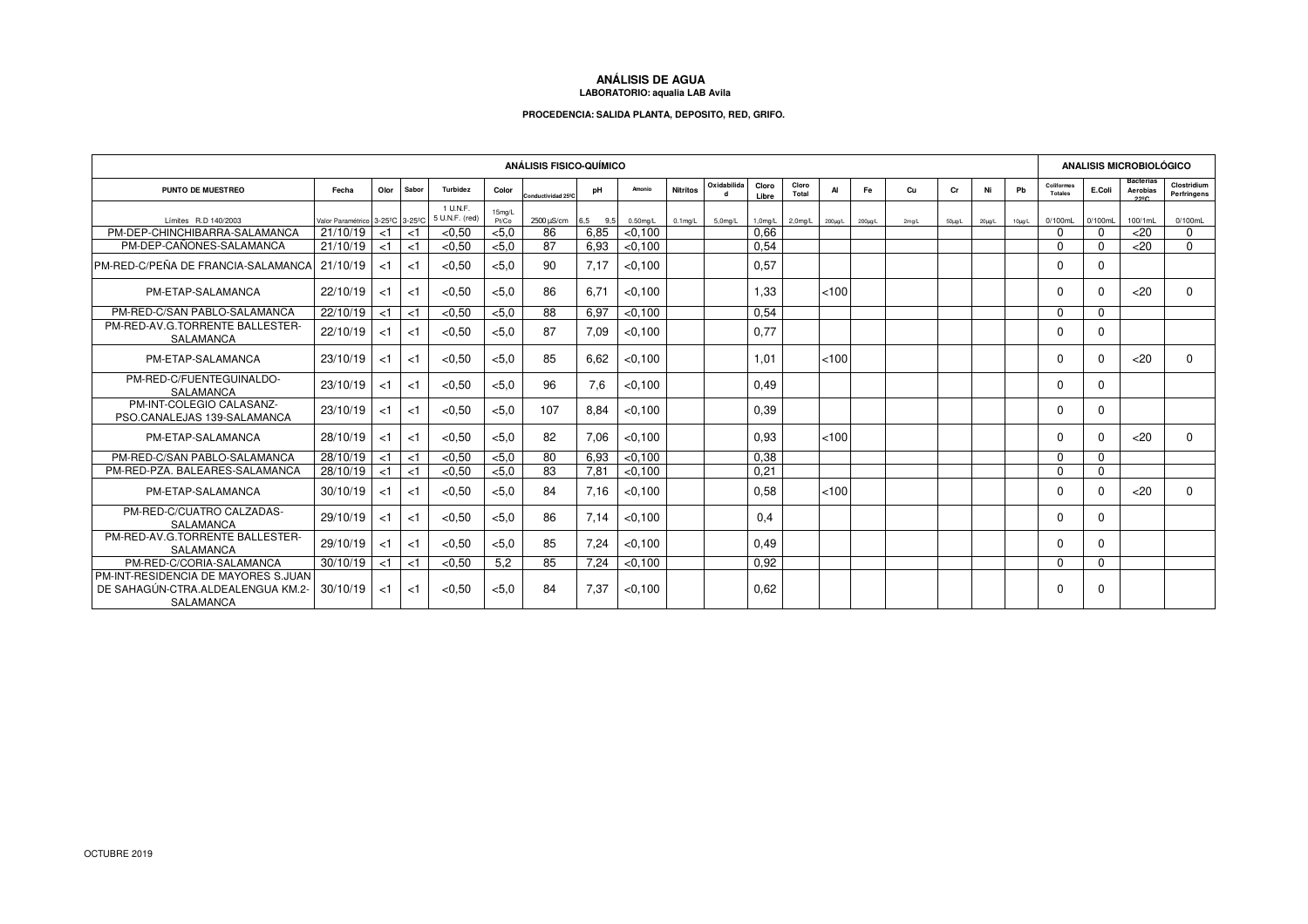**ANÁLISIS DE AGUA**
**LABORATORIO: aqualia LAB Avila**

**PROCEDENCIA: SALIDA PLANTA, DEPOSITO, RED, GRIFO.**

| ANÁLISIS FISICO-QUÍMICO | | | | | | | | | | | | | | | | | | | | | ANALISIS MICROBIOLÓGICO | | | |
|---|---|---|---|---|---|---|---|---|---|---|---|---|---|---|---|---|---|---|---|---|---|---|---|---|
| PUNTO DE MUESTREO | Fecha | Olor | Sabor | Turbidez | Color | Conductividad 25ºC | pH | Amonio | Nitritos | Oxidabilidad | Cloro Libre | Cloro Total | Al | Fe | Cu | Cr | Ni | Pb | Coliformes Totales | E.Coli | Bacterias Aerobias 22ºC | Clostridium Perfringens |
| Límites R.D 140/2003 | Valor Paramétrico | 3-25ºC | 3-25ºC | 1 U.N.F. 5 U.N.F. (red) | 15mg/L Pt/Co | 2500 µS/cm | 6,5 9,5 | 0.50mg/L | 0.1mg/L | 5,0mg/L | 1,0mg/L | 2,0mg/L | 200µg/L | 200µg/L | 2mg/L | 50µg/L | 20µg/L | 10µg/L | 0/100mL | 0/100mL | 100/1mL | 0/100mL |
| PM-DEP-CHINCHIBARRA-SALAMANCA | 21/10/19 | <1 | <1 | <0,50 | <5,0 | 86 | 6,85 | <0,100 | | | 0,66 | | | | | | | | 0 | 0 | <20 | 0 |
| PM-DEP-CAÑONES-SALAMANCA | 21/10/19 | <1 | <1 | <0,50 | <5,0 | 87 | 6,93 | <0,100 | | | 0,54 | | | | | | | | 0 | 0 | <20 | 0 |
| PM-RED-C/PEÑA DE FRANCIA-SALAMANCA | 21/10/19 | <1 | <1 | <0,50 | <5,0 | 90 | 7,17 | <0,100 | | | 0,57 | | | | | | | | 0 | 0 | | |
| PM-ETAP-SALAMANCA | 22/10/19 | <1 | <1 | <0,50 | <5,0 | 86 | 6,71 | <0,100 | | | 1,33 | | <100 | | | | | | 0 | 0 | <20 | 0 |
| PM-RED-C/SAN PABLO-SALAMANCA | 22/10/19 | <1 | <1 | <0,50 | <5,0 | 88 | 6,97 | <0,100 | | | 0,54 | | | | | | | | 0 | 0 | | |
| PM-RED-AV.G.TORRENTE BALLESTER-SALAMANCA | 22/10/19 | <1 | <1 | <0,50 | <5,0 | 87 | 7,09 | <0,100 | | | 0,77 | | | | | | | | 0 | 0 | | |
| PM-ETAP-SALAMANCA | 23/10/19 | <1 | <1 | <0,50 | <5,0 | 85 | 6,62 | <0,100 | | | 1,01 | | <100 | | | | | | 0 | 0 | <20 | 0 |
| PM-RED-C/FUENTEGUINALDO-SALAMANCA | 23/10/19 | <1 | <1 | <0,50 | <5,0 | 96 | 7,6 | <0,100 | | | 0,49 | | | | | | | | 0 | 0 | | |
| PM-INT-COLEGIO CALASANZ-PSO.CANALEJAS 139-SALAMANCA | 23/10/19 | <1 | <1 | <0,50 | <5,0 | 107 | 8,84 | <0,100 | | | 0,39 | | | | | | | | 0 | 0 | | |
| PM-ETAP-SALAMANCA | 28/10/19 | <1 | <1 | <0,50 | <5,0 | 82 | 7,06 | <0,100 | | | 0,93 | | <100 | | | | | | 0 | 0 | <20 | 0 |
| PM-RED-C/SAN PABLO-SALAMANCA | 28/10/19 | <1 | <1 | <0,50 | <5,0 | 80 | 6,93 | <0,100 | | | 0,38 | | | | | | | | 0 | 0 | | |
| PM-RED-PZA. BALEARES-SALAMANCA | 28/10/19 | <1 | <1 | <0,50 | <5,0 | 83 | 7,81 | <0,100 | | | 0,21 | | | | | | | | 0 | 0 | | |
| PM-ETAP-SALAMANCA | 30/10/19 | <1 | <1 | <0,50 | <5,0 | 84 | 7,16 | <0,100 | | | 0,58 | | <100 | | | | | | 0 | 0 | <20 | 0 |
| PM-RED-C/CUATRO CALZADAS-SALAMANCA | 29/10/19 | <1 | <1 | <0,50 | <5,0 | 86 | 7,14 | <0,100 | | | 0,4 | | | | | | | | 0 | 0 | | |
| PM-RED-AV.G.TORRENTE BALLESTER-SALAMANCA | 29/10/19 | <1 | <1 | <0,50 | <5,0 | 85 | 7,24 | <0,100 | | | 0,49 | | | | | | | | 0 | 0 | | |
| PM-RED-C/CORIA-SALAMANCA | 30/10/19 | <1 | <1 | <0,50 | 5,2 | 85 | 7,24 | <0,100 | | | 0,92 | | | | | | | | 0 | 0 | | |
| PM-INT-RESIDENCIA DE MAYORES S.JUAN DE SAHAGÚN-CTRA.ALDEALENGUA KM.2-SALAMANCA | 30/10/19 | <1 | <1 | <0,50 | <5,0 | 84 | 7,37 | <0,100 | | | 0,62 | | | | | | | | 0 | 0 | | |

OCTUBRE 2019